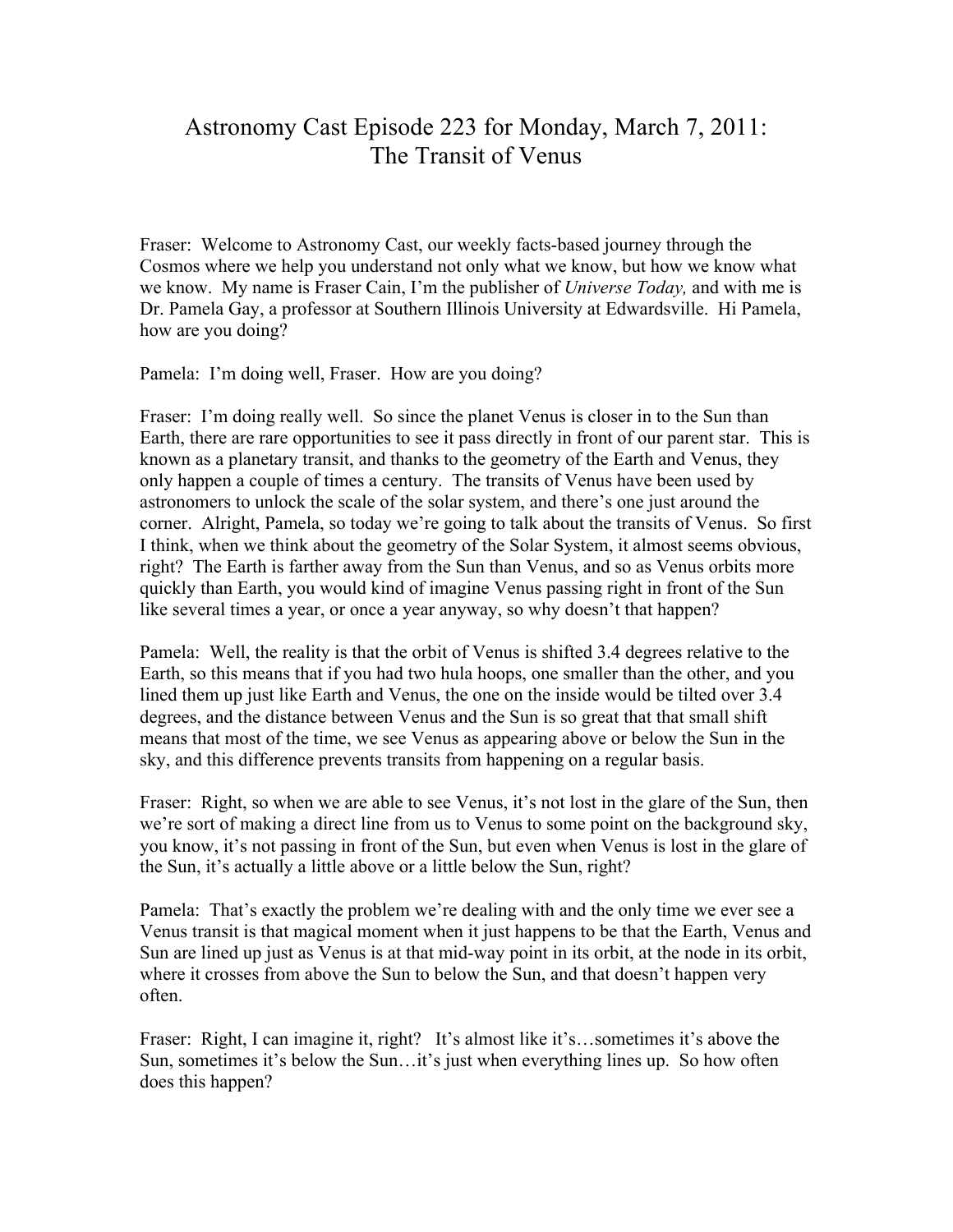# Astronomy Cast Episode 223 for Monday, March 7, 2011: The Transit of Venus

Fraser: Welcome to Astronomy Cast, our weekly facts-based journey through the Cosmos where we help you understand not only what we know, but how we know what we know. My name is Fraser Cain, I'm the publisher of *Universe Today,* and with me is Dr. Pamela Gay, a professor at Southern Illinois University at Edwardsville. Hi Pamela, how are you doing?

Pamela: I'm doing well, Fraser. How are you doing?

Fraser: I'm doing really well. So since the planet Venus is closer in to the Sun than Earth, there are rare opportunities to see it pass directly in front of our parent star. This is known as a planetary transit, and thanks to the geometry of the Earth and Venus, they only happen a couple of times a century. The transits of Venus have been used by astronomers to unlock the scale of the solar system, and there's one just around the corner. Alright, Pamela, so today we're going to talk about the transits of Venus. So first I think, when we think about the geometry of the Solar System, it almost seems obvious, right? The Earth is farther away from the Sun than Venus, and so as Venus orbits more quickly than Earth, you would kind of imagine Venus passing right in front of the Sun like several times a year, or once a year anyway, so why doesn't that happen?

Pamela: Well, the reality is that the orbit of Venus is shifted 3.4 degrees relative to the Earth, so this means that if you had two hula hoops, one smaller than the other, and you lined them up just like Earth and Venus, the one on the inside would be tilted over 3.4 degrees, and the distance between Venus and the Sun is so great that that small shift means that most of the time, we see Venus as appearing above or below the Sun in the sky, and this difference prevents transits from happening on a regular basis.

Fraser: Right, so when we are able to see Venus, it's not lost in the glare of the Sun, then we're sort of making a direct line from us to Venus to some point on the background sky, you know, it's not passing in front of the Sun, but even when Venus is lost in the glare of the Sun, it's actually a little above or a little below the Sun, right?

Pamela: That's exactly the problem we're dealing with and the only time we ever see a Venus transit is that magical moment when it just happens to be that the Earth, Venus and Sun are lined up just as Venus is at that mid-way point in its orbit, at the node in its orbit, where it crosses from above the Sun to below the Sun, and that doesn't happen very often.

Fraser: Right, I can imagine it, right? It's almost like it's…sometimes it's above the Sun, sometimes it's below the Sun…it's just when everything lines up. So how often does this happen?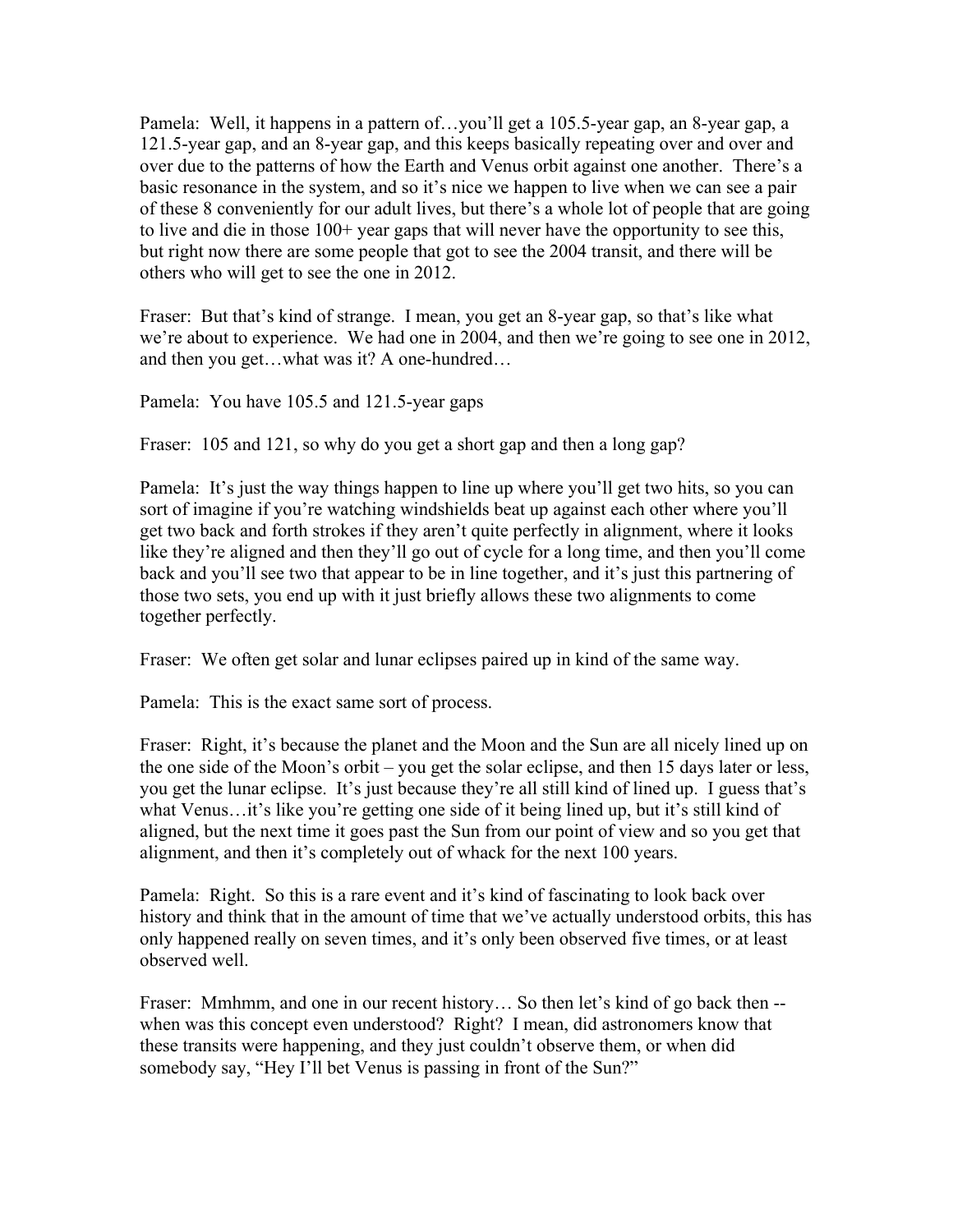Pamela: Well, it happens in a pattern of…you'll get a 105.5-year gap, an 8-year gap, a 121.5-year gap, and an 8-year gap, and this keeps basically repeating over and over and over due to the patterns of how the Earth and Venus orbit against one another. There's a basic resonance in the system, and so it's nice we happen to live when we can see a pair of these 8 conveniently for our adult lives, but there's a whole lot of people that are going to live and die in those 100+ year gaps that will never have the opportunity to see this, but right now there are some people that got to see the 2004 transit, and there will be others who will get to see the one in 2012.

Fraser: But that's kind of strange. I mean, you get an 8-year gap, so that's like what we're about to experience. We had one in 2004, and then we're going to see one in 2012, and then you get…what was it? A one-hundred…

Pamela: You have 105.5 and 121.5-year gaps

Fraser: 105 and 121, so why do you get a short gap and then a long gap?

Pamela: It's just the way things happen to line up where you'll get two hits, so you can sort of imagine if you're watching windshields beat up against each other where you'll get two back and forth strokes if they aren't quite perfectly in alignment, where it looks like they're aligned and then they'll go out of cycle for a long time, and then you'll come back and you'll see two that appear to be in line together, and it's just this partnering of those two sets, you end up with it just briefly allows these two alignments to come together perfectly.

Fraser: We often get solar and lunar eclipses paired up in kind of the same way.

Pamela: This is the exact same sort of process.

Fraser: Right, it's because the planet and the Moon and the Sun are all nicely lined up on the one side of the Moon's orbit – you get the solar eclipse, and then 15 days later or less, you get the lunar eclipse. It's just because they're all still kind of lined up. I guess that's what Venus…it's like you're getting one side of it being lined up, but it's still kind of aligned, but the next time it goes past the Sun from our point of view and so you get that alignment, and then it's completely out of whack for the next 100 years.

Pamela: Right. So this is a rare event and it's kind of fascinating to look back over history and think that in the amount of time that we've actually understood orbits, this has only happened really on seven times, and it's only been observed five times, or at least observed well.

Fraser: Mmhmm, and one in our recent history… So then let's kind of go back then -- when was this concept even understood? Right? I mean, did astronomers know that these transits were happening, and they just couldn't observe them, or when did somebody say, "Hey I'll bet Venus is passing in front of the Sun?"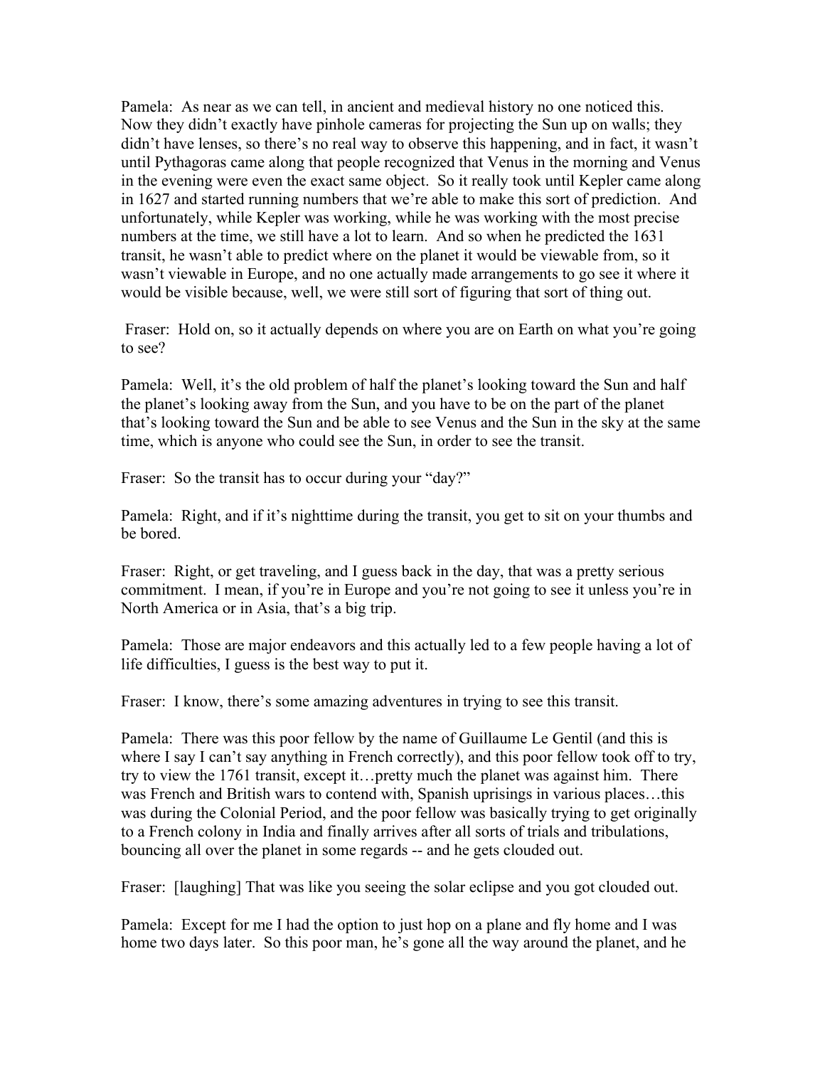Pamela: As near as we can tell, in ancient and medieval history no one noticed this. Now they didn't exactly have pinhole cameras for projecting the Sun up on walls; they didn't have lenses, so there's no real way to observe this happening, and in fact, it wasn't until Pythagoras came along that people recognized that Venus in the morning and Venus in the evening were even the exact same object. So it really took until Kepler came along in 1627 and started running numbers that we're able to make this sort of prediction. And unfortunately, while Kepler was working, while he was working with the most precise numbers at the time, we still have a lot to learn. And so when he predicted the 1631 transit, he wasn't able to predict where on the planet it would be viewable from, so it wasn't viewable in Europe, and no one actually made arrangements to go see it where it would be visible because, well, we were still sort of figuring that sort of thing out.

Fraser: Hold on, so it actually depends on where you are on Earth on what you're going to see?

Pamela: Well, it's the old problem of half the planet's looking toward the Sun and half the planet's looking away from the Sun, and you have to be on the part of the planet that's looking toward the Sun and be able to see Venus and the Sun in the sky at the same time, which is anyone who could see the Sun, in order to see the transit.

Fraser: So the transit has to occur during your "day?"

Pamela: Right, and if it's nighttime during the transit, you get to sit on your thumbs and be bored.

Fraser: Right, or get traveling, and I guess back in the day, that was a pretty serious commitment. I mean, if you're in Europe and you're not going to see it unless you're in North America or in Asia, that's a big trip.

Pamela: Those are major endeavors and this actually led to a few people having a lot of life difficulties, I guess is the best way to put it.

Fraser: I know, there's some amazing adventures in trying to see this transit.

Pamela: There was this poor fellow by the name of Guillaume Le Gentil (and this is where I say I can't say anything in French correctly), and this poor fellow took off to try, try to view the 1761 transit, except it…pretty much the planet was against him. There was French and British wars to contend with, Spanish uprisings in various places…this was during the Colonial Period, and the poor fellow was basically trying to get originally to a French colony in India and finally arrives after all sorts of trials and tribulations, bouncing all over the planet in some regards -- and he gets clouded out.

Fraser: [laughing] That was like you seeing the solar eclipse and you got clouded out.

Pamela: Except for me I had the option to just hop on a plane and fly home and I was home two days later. So this poor man, he's gone all the way around the planet, and he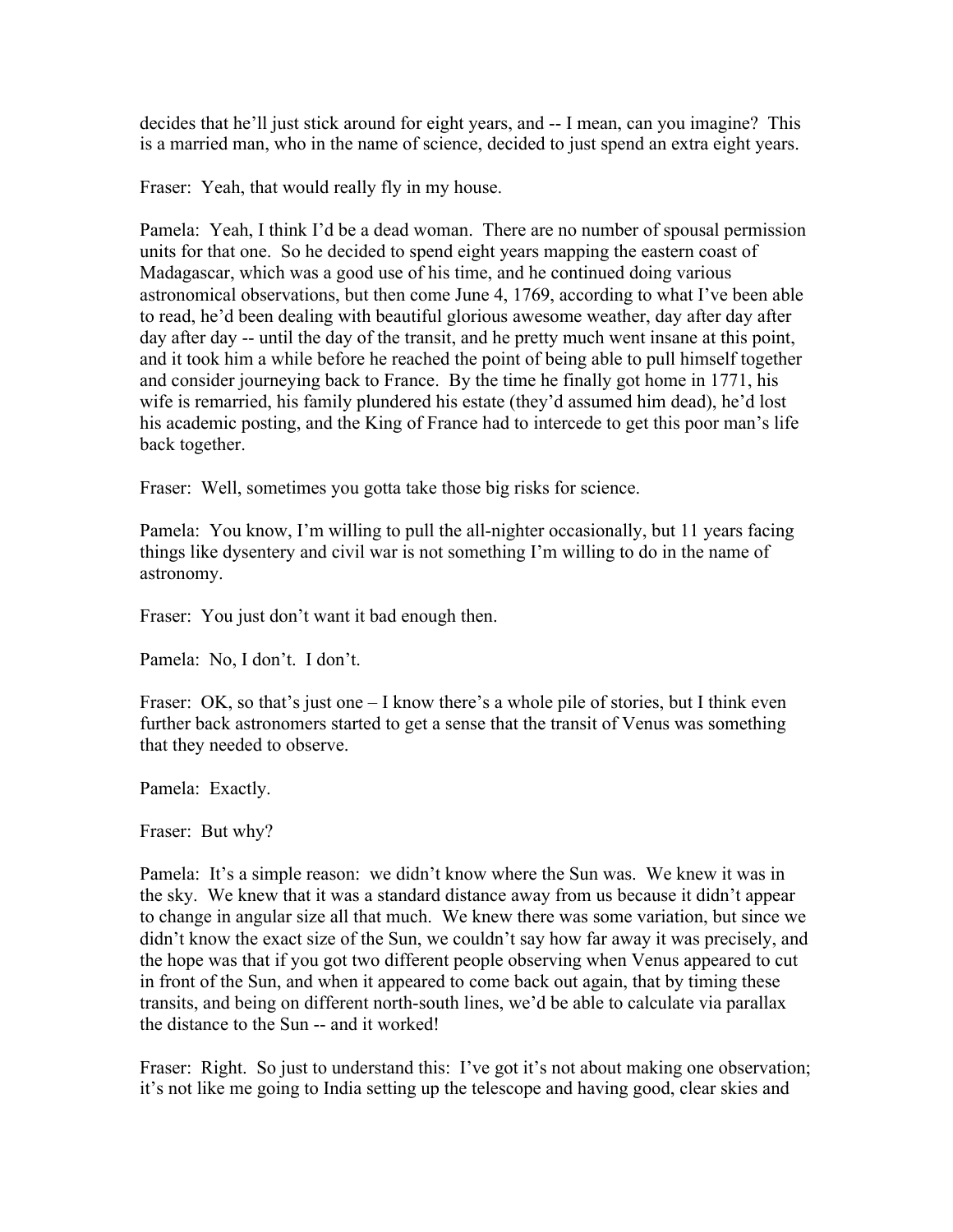decides that he'll just stick around for eight years, and -- I mean, can you imagine? This is a married man, who in the name of science, decided to just spend an extra eight years.

Fraser: Yeah, that would really fly in my house.

Pamela: Yeah, I think I'd be a dead woman. There are no number of spousal permission units for that one. So he decided to spend eight years mapping the eastern coast of Madagascar, which was a good use of his time, and he continued doing various astronomical observations, but then come June 4, 1769, according to what I've been able to read, he'd been dealing with beautiful glorious awesome weather, day after day after day after day -- until the day of the transit, and he pretty much went insane at this point, and it took him a while before he reached the point of being able to pull himself together and consider journeying back to France. By the time he finally got home in 1771, his wife is remarried, his family plundered his estate (they'd assumed him dead), he'd lost his academic posting, and the King of France had to intercede to get this poor man's life back together.

Fraser: Well, sometimes you gotta take those big risks for science.

Pamela: You know, I'm willing to pull the all-nighter occasionally, but 11 years facing things like dysentery and civil war is not something I'm willing to do in the name of astronomy.

Fraser: You just don't want it bad enough then.

Pamela: No, I don't. I don't.

Fraser: OK, so that's just one – I know there's a whole pile of stories, but I think even further back astronomers started to get a sense that the transit of Venus was something that they needed to observe.

Pamela: Exactly.

Fraser: But why?

Pamela: It's a simple reason: we didn't know where the Sun was. We knew it was in the sky. We knew that it was a standard distance away from us because it didn't appear to change in angular size all that much. We knew there was some variation, but since we didn't know the exact size of the Sun, we couldn't say how far away it was precisely, and the hope was that if you got two different people observing when Venus appeared to cut in front of the Sun, and when it appeared to come back out again, that by timing these transits, and being on different north-south lines, we'd be able to calculate via parallax the distance to the Sun -- and it worked!

Fraser: Right. So just to understand this: I've got it's not about making one observation; it's not like me going to India setting up the telescope and having good, clear skies and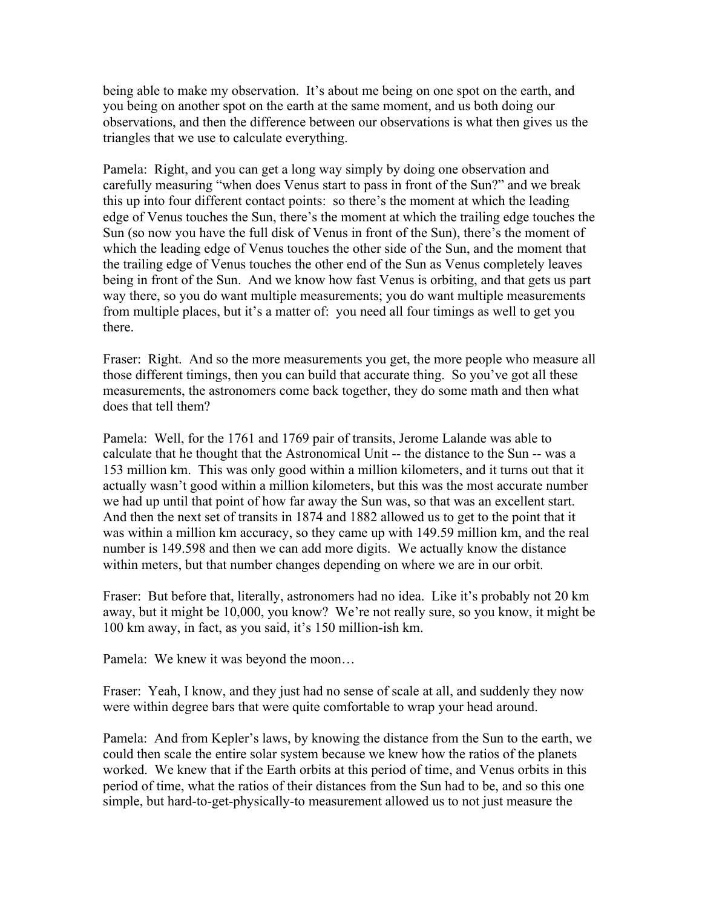being able to make my observation. It's about me being on one spot on the earth, and you being on another spot on the earth at the same moment, and us both doing our observations, and then the difference between our observations is what then gives us the triangles that we use to calculate everything.

Pamela: Right, and you can get a long way simply by doing one observation and carefully measuring "when does Venus start to pass in front of the Sun?" and we break this up into four different contact points: so there's the moment at which the leading edge of Venus touches the Sun, there's the moment at which the trailing edge touches the Sun (so now you have the full disk of Venus in front of the Sun), there's the moment of which the leading edge of Venus touches the other side of the Sun, and the moment that the trailing edge of Venus touches the other end of the Sun as Venus completely leaves being in front of the Sun. And we know how fast Venus is orbiting, and that gets us part way there, so you do want multiple measurements; you do want multiple measurements from multiple places, but it's a matter of: you need all four timings as well to get you there.

Fraser: Right. And so the more measurements you get, the more people who measure all those different timings, then you can build that accurate thing. So you've got all these measurements, the astronomers come back together, they do some math and then what does that tell them?

Pamela: Well, for the 1761 and 1769 pair of transits, Jerome Lalande was able to calculate that he thought that the Astronomical Unit -- the distance to the Sun -- was a 153 million km. This was only good within a million kilometers, and it turns out that it actually wasn't good within a million kilometers, but this was the most accurate number we had up until that point of how far away the Sun was, so that was an excellent start. And then the next set of transits in 1874 and 1882 allowed us to get to the point that it was within a million km accuracy, so they came up with 149.59 million km, and the real number is 149.598 and then we can add more digits. We actually know the distance within meters, but that number changes depending on where we are in our orbit.

Fraser: But before that, literally, astronomers had no idea. Like it's probably not 20 km away, but it might be 10,000, you know? We're not really sure, so you know, it might be 100 km away, in fact, as you said, it's 150 million-ish km.

Pamela: We knew it was beyond the moon…

Fraser: Yeah, I know, and they just had no sense of scale at all, and suddenly they now were within degree bars that were quite comfortable to wrap your head around.

Pamela: And from Kepler's laws, by knowing the distance from the Sun to the earth, we could then scale the entire solar system because we knew how the ratios of the planets worked. We knew that if the Earth orbits at this period of time, and Venus orbits in this period of time, what the ratios of their distances from the Sun had to be, and so this one simple, but hard-to-get-physically-to measurement allowed us to not just measure the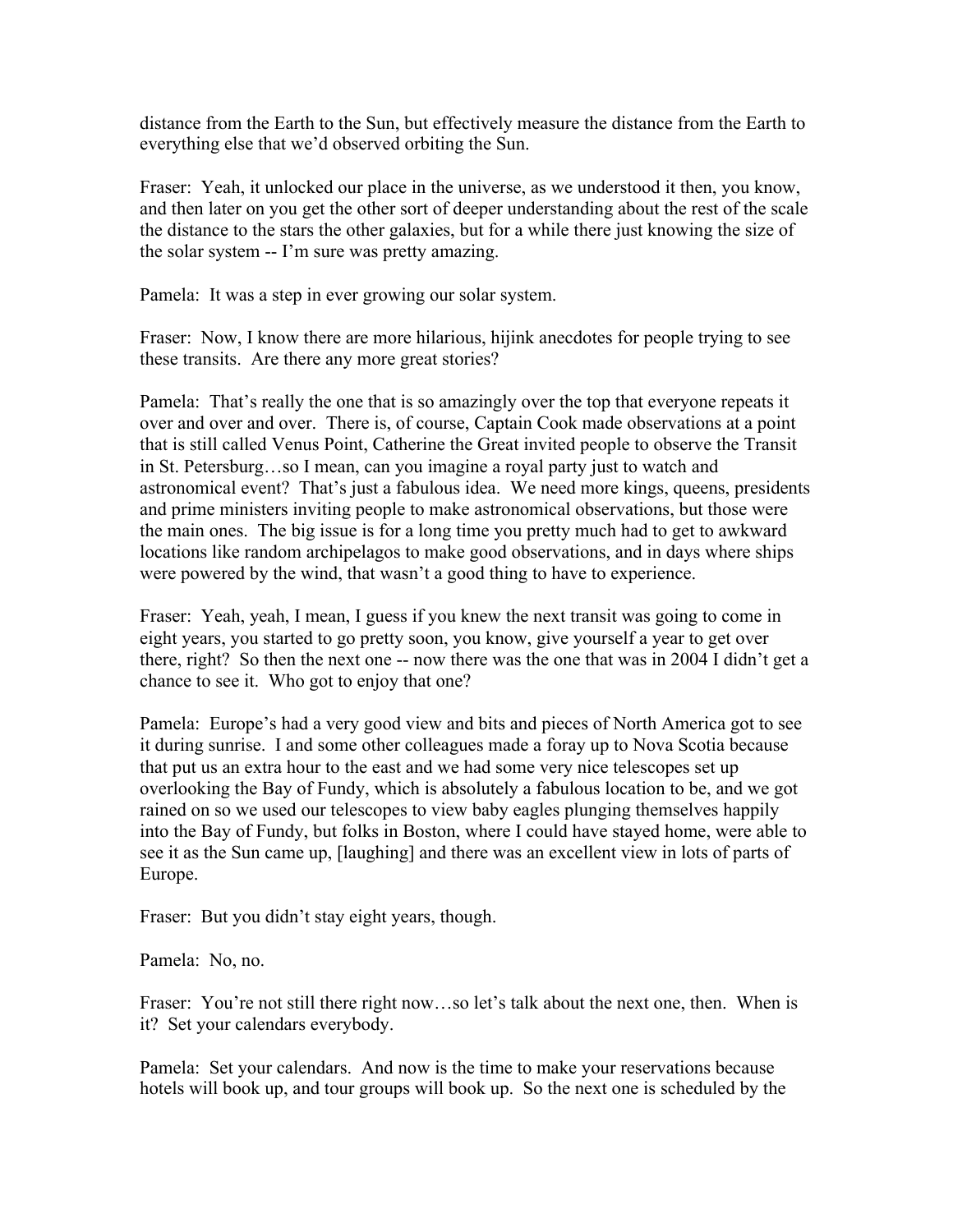distance from the Earth to the Sun, but effectively measure the distance from the Earth to everything else that we'd observed orbiting the Sun.

Fraser: Yeah, it unlocked our place in the universe, as we understood it then, you know, and then later on you get the other sort of deeper understanding about the rest of the scale the distance to the stars the other galaxies, but for a while there just knowing the size of the solar system -- I'm sure was pretty amazing.

Pamela: It was a step in ever growing our solar system.

Fraser: Now, I know there are more hilarious, hijink anecdotes for people trying to see these transits. Are there any more great stories?

Pamela: That's really the one that is so amazingly over the top that everyone repeats it over and over and over. There is, of course, Captain Cook made observations at a point that is still called Venus Point, Catherine the Great invited people to observe the Transit in St. Petersburg…so I mean, can you imagine a royal party just to watch and astronomical event? That's just a fabulous idea. We need more kings, queens, presidents and prime ministers inviting people to make astronomical observations, but those were the main ones. The big issue is for a long time you pretty much had to get to awkward locations like random archipelagos to make good observations, and in days where ships were powered by the wind, that wasn't a good thing to have to experience.

Fraser: Yeah, yeah, I mean, I guess if you knew the next transit was going to come in eight years, you started to go pretty soon, you know, give yourself a year to get over there, right? So then the next one -- now there was the one that was in 2004 I didn't get a chance to see it. Who got to enjoy that one?

Pamela: Europe's had a very good view and bits and pieces of North America got to see it during sunrise. I and some other colleagues made a foray up to Nova Scotia because that put us an extra hour to the east and we had some very nice telescopes set up overlooking the Bay of Fundy, which is absolutely a fabulous location to be, and we got rained on so we used our telescopes to view baby eagles plunging themselves happily into the Bay of Fundy, but folks in Boston, where I could have stayed home, were able to see it as the Sun came up, [laughing] and there was an excellent view in lots of parts of Europe.

Fraser: But you didn't stay eight years, though.

Pamela: No, no.

Fraser: You're not still there right now…so let's talk about the next one, then. When is it? Set your calendars everybody.

Pamela: Set your calendars. And now is the time to make your reservations because hotels will book up, and tour groups will book up. So the next one is scheduled by the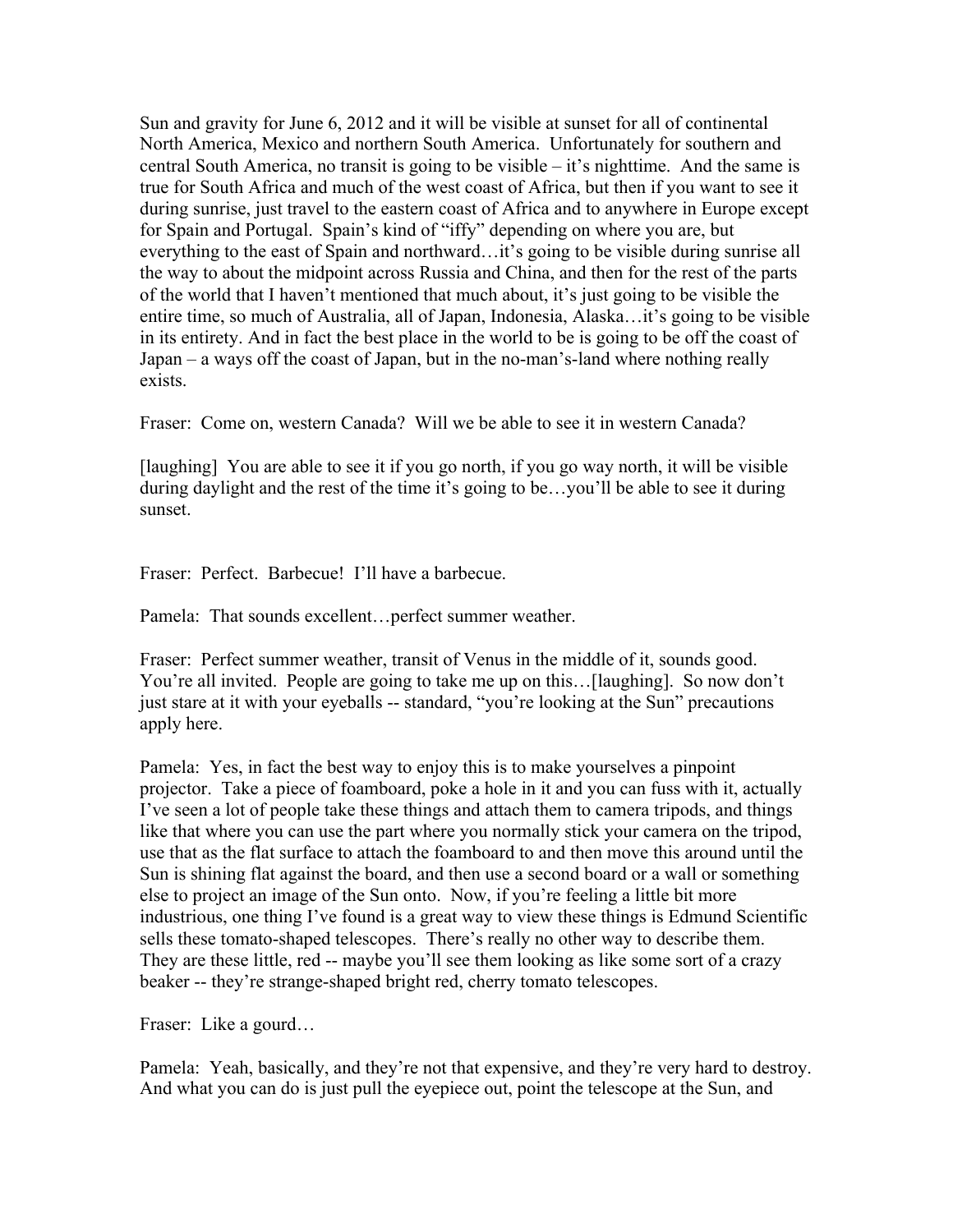Sun and gravity for June 6, 2012 and it will be visible at sunset for all of continental North America, Mexico and northern South America. Unfortunately for southern and central South America, no transit is going to be visible – it's nighttime. And the same is true for South Africa and much of the west coast of Africa, but then if you want to see it during sunrise, just travel to the eastern coast of Africa and to anywhere in Europe except for Spain and Portugal. Spain's kind of "iffy" depending on where you are, but everything to the east of Spain and northward…it's going to be visible during sunrise all the way to about the midpoint across Russia and China, and then for the rest of the parts of the world that I haven't mentioned that much about, it's just going to be visible the entire time, so much of Australia, all of Japan, Indonesia, Alaska…it's going to be visible in its entirety. And in fact the best place in the world to be is going to be off the coast of Japan – a ways off the coast of Japan, but in the no-man's-land where nothing really exists.

Fraser: Come on, western Canada? Will we be able to see it in western Canada?

[laughing] You are able to see it if you go north, if you go way north, it will be visible during daylight and the rest of the time it's going to be…you'll be able to see it during sunset.

Fraser: Perfect. Barbecue! I'll have a barbecue.

Pamela: That sounds excellent…perfect summer weather.

Fraser: Perfect summer weather, transit of Venus in the middle of it, sounds good. You're all invited. People are going to take me up on this…[laughing]. So now don't just stare at it with your eyeballs -- standard, "you're looking at the Sun" precautions apply here.

Pamela: Yes, in fact the best way to enjoy this is to make yourselves a pinpoint projector. Take a piece of foamboard, poke a hole in it and you can fuss with it, actually I've seen a lot of people take these things and attach them to camera tripods, and things like that where you can use the part where you normally stick your camera on the tripod, use that as the flat surface to attach the foamboard to and then move this around until the Sun is shining flat against the board, and then use a second board or a wall or something else to project an image of the Sun onto. Now, if you're feeling a little bit more industrious, one thing I've found is a great way to view these things is Edmund Scientific sells these tomato-shaped telescopes. There's really no other way to describe them. They are these little, red -- maybe you'll see them looking as like some sort of a crazy beaker -- they're strange-shaped bright red, cherry tomato telescopes.

Fraser: Like a gourd…

Pamela: Yeah, basically, and they're not that expensive, and they're very hard to destroy. And what you can do is just pull the eyepiece out, point the telescope at the Sun, and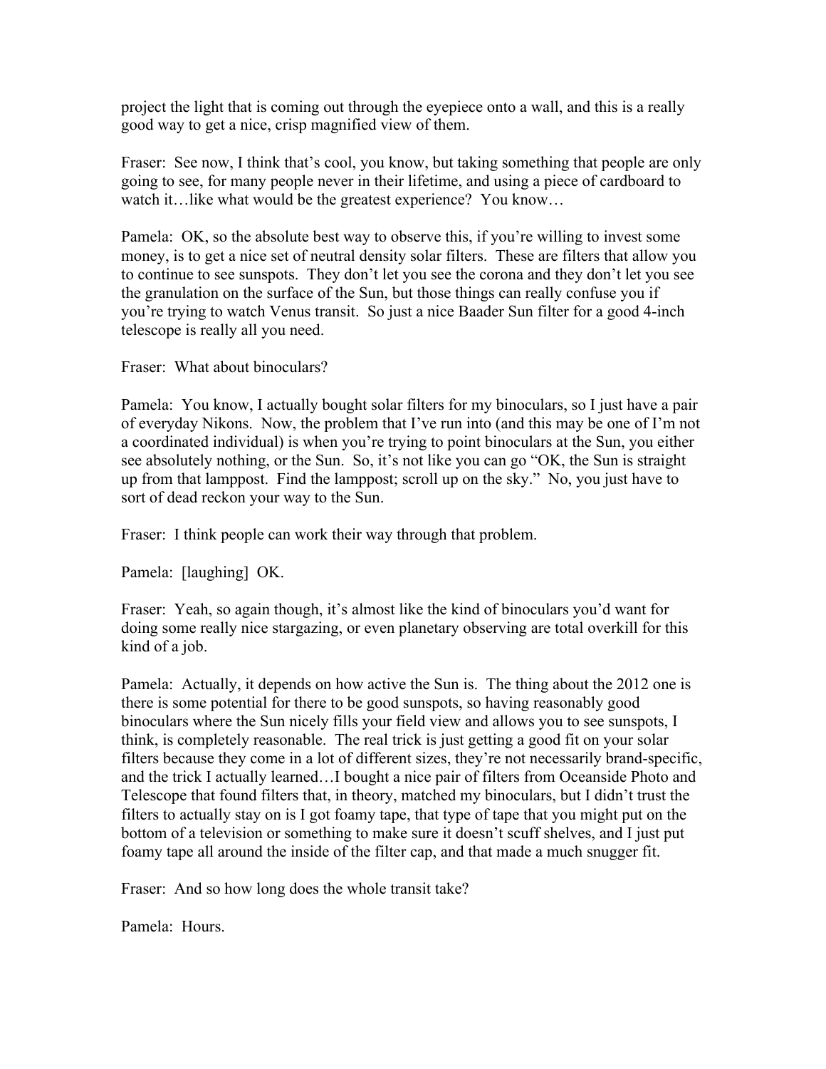project the light that is coming out through the eyepiece onto a wall, and this is a really good way to get a nice, crisp magnified view of them.

Fraser: See now, I think that's cool, you know, but taking something that people are only going to see, for many people never in their lifetime, and using a piece of cardboard to watch it…like what would be the greatest experience? You know…

Pamela: OK, so the absolute best way to observe this, if you're willing to invest some money, is to get a nice set of neutral density solar filters. These are filters that allow you to continue to see sunspots. They don't let you see the corona and they don't let you see the granulation on the surface of the Sun, but those things can really confuse you if you're trying to watch Venus transit. So just a nice Baader Sun filter for a good 4-inch telescope is really all you need.

Fraser: What about binoculars?

Pamela: You know, I actually bought solar filters for my binoculars, so I just have a pair of everyday Nikons. Now, the problem that I've run into (and this may be one of I'm not a coordinated individual) is when you're trying to point binoculars at the Sun, you either see absolutely nothing, or the Sun. So, it's not like you can go "OK, the Sun is straight up from that lamppost. Find the lamppost; scroll up on the sky." No, you just have to sort of dead reckon your way to the Sun.

Fraser: I think people can work their way through that problem.

Pamela: [laughing] OK.

Fraser: Yeah, so again though, it's almost like the kind of binoculars you'd want for doing some really nice stargazing, or even planetary observing are total overkill for this kind of a job.

Pamela: Actually, it depends on how active the Sun is. The thing about the 2012 one is there is some potential for there to be good sunspots, so having reasonably good binoculars where the Sun nicely fills your field view and allows you to see sunspots, I think, is completely reasonable. The real trick is just getting a good fit on your solar filters because they come in a lot of different sizes, they're not necessarily brand-specific, and the trick I actually learned…I bought a nice pair of filters from Oceanside Photo and Telescope that found filters that, in theory, matched my binoculars, but I didn't trust the filters to actually stay on is I got foamy tape, that type of tape that you might put on the bottom of a television or something to make sure it doesn't scuff shelves, and I just put foamy tape all around the inside of the filter cap, and that made a much snugger fit.

Fraser: And so how long does the whole transit take?

Pamela: Hours.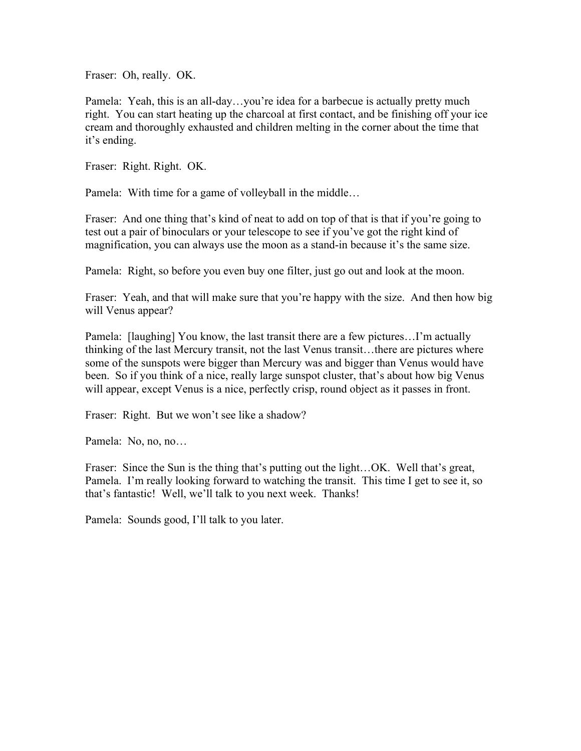Fraser: Oh, really. OK.

Pamela: Yeah, this is an all-day…you're idea for a barbecue is actually pretty much right. You can start heating up the charcoal at first contact, and be finishing off your ice cream and thoroughly exhausted and children melting in the corner about the time that it's ending.

Fraser: Right. Right. OK.

Pamela: With time for a game of volleyball in the middle…

Fraser: And one thing that's kind of neat to add on top of that is that if you're going to test out a pair of binoculars or your telescope to see if you've got the right kind of magnification, you can always use the moon as a stand-in because it's the same size.

Pamela: Right, so before you even buy one filter, just go out and look at the moon.

Fraser: Yeah, and that will make sure that you're happy with the size. And then how big will Venus appear?

Pamela: [laughing] You know, the last transit there are a few pictures…I'm actually thinking of the last Mercury transit, not the last Venus transit…there are pictures where some of the sunspots were bigger than Mercury was and bigger than Venus would have been. So if you think of a nice, really large sunspot cluster, that's about how big Venus will appear, except Venus is a nice, perfectly crisp, round object as it passes in front.

Fraser: Right. But we won't see like a shadow?

Pamela: No, no, no…

Fraser: Since the Sun is the thing that's putting out the light…OK. Well that's great, Pamela. I'm really looking forward to watching the transit. This time I get to see it, so that's fantastic! Well, we'll talk to you next week. Thanks!

Pamela: Sounds good, I'll talk to you later.